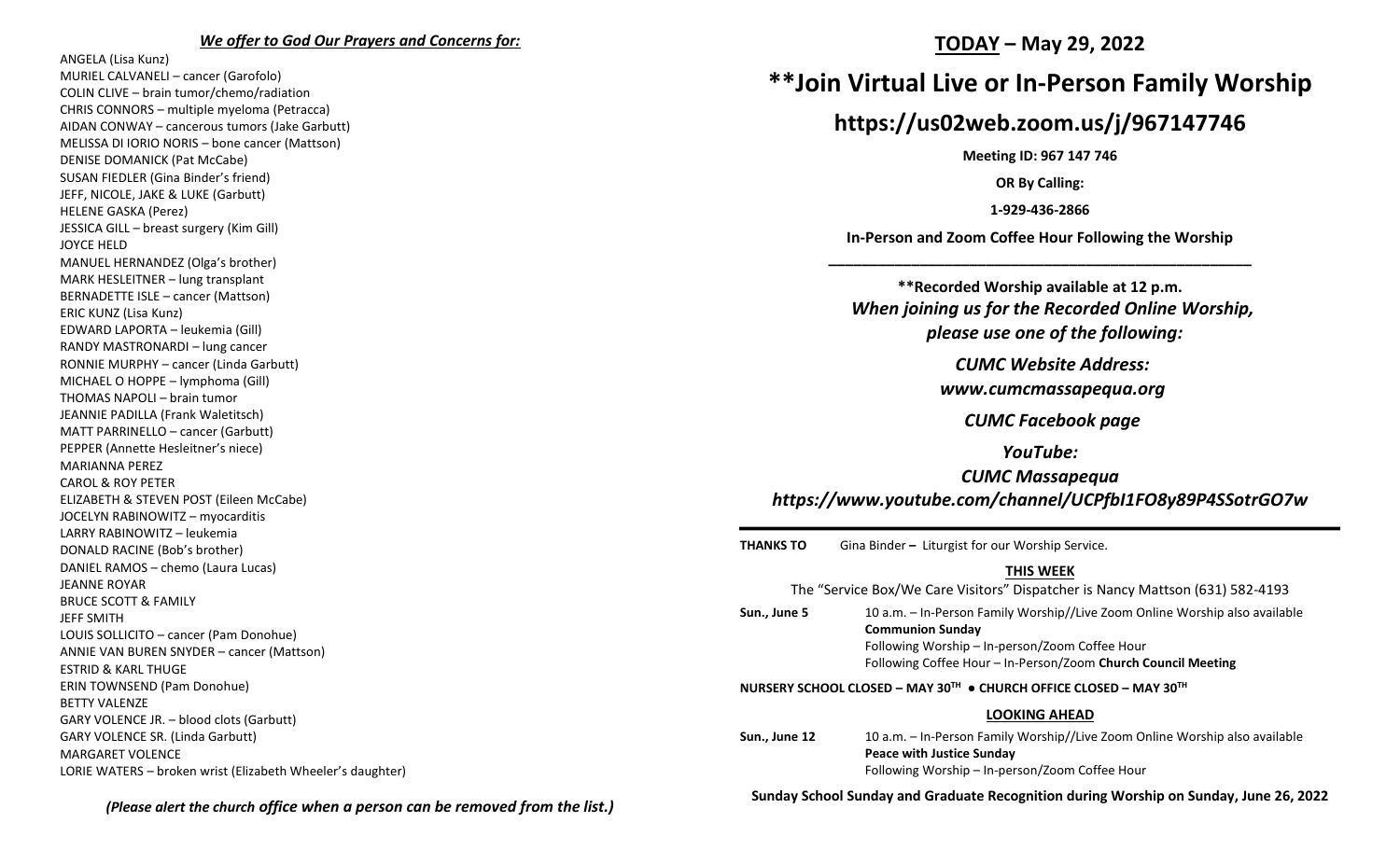***We offer to God Our Prayers and Concerns for:***

ANGELA (Lisa Kunz)
MURIEL CALVANELI – cancer (Garofolo)
COLIN CLIVE – brain tumor/chemo/radiation
CHRIS CONNORS – multiple myeloma (Petracca)
AIDAN CONWAY – cancerous tumors (Jake Garbutt)
MELISSA DI IORIO NORIS – bone cancer (Mattson)
DENISE DOMANICK (Pat McCabe)
SUSAN FIEDLER (Gina Binder's friend)
JEFF, NICOLE, JAKE & LUKE (Garbutt)
HELENE GASKA (Perez)
JESSICA GILL – breast surgery (Kim Gill)
JOYCE HELD
MANUEL HERNANDEZ (Olga's brother)
MARK HESLEITNER – lung transplant
BERNADETTE ISLE – cancer (Mattson)
ERIC KUNZ (Lisa Kunz)
EDWARD LAPORTA – leukemia (Gill)
RANDY MASTRONARDI – lung cancer
RONNIE MURPHY – cancer (Linda Garbutt)
MICHAEL O HOPPE – lymphoma (Gill)
THOMAS NAPOLI – brain tumor
JEANNIE PADILLA (Frank Waletitsch)
MATT PARRINELLO – cancer (Garbutt)
PEPPER (Annette Hesleitner's niece)
MARIANNA PEREZ
CAROL & ROY PETER
ELIZABETH & STEVEN POST (Eileen McCabe)
JOCELYN RABINOWITZ – myocarditis
LARRY RABINOWITZ – leukemia
DONALD RACINE (Bob's brother)
DANIEL RAMOS – chemo (Laura Lucas)
JEANNE ROYAR
BRUCE SCOTT & FAMILY
JEFF SMITH
LOUIS SOLLICITO – cancer (Pam Donohue)
ANNIE VAN BUREN SNYDER – cancer (Mattson)
ESTRID & KARL THUGE
ERIN TOWNSEND (Pam Donohue)
BETTY VALENZE
GARY VOLENCE JR. – blood clots (Garbutt)
GARY VOLENCE SR. (Linda Garbutt)
MARGARET VOLENCE
LORIE WATERS – broken wrist (Elizabeth Wheeler's daughter)

*(Please alert the church office when a person can be removed from the list.)*

## **TODAY** – May 29, 2022

# **Join Virtual Live or In-Person Family Worship

## https://us02web.zoom.us/j/967147746

**Meeting ID: 967 147 746**

**OR By Calling:**

**1-929-436-2866**

**In-Person and Zoom Coffee Hour Following the Worship**

---

**Recorded Worship available at 12 p.m.**

***When joining us for the Recorded Online Worship, please use one of the following:***

***CUMC Website Address:***
***www.cumcmassapequa.org***

***CUMC Facebook page***

***YouTube:***
***CUMC Massapequa***
***https://www.youtube.com/channel/UCPfbI1FO8y89P4SSotrGO7w***

---

**THANKS TO** Gina Binder – Liturgist for our Worship Service.

**THIS WEEK**

The "Service Box/We Care Visitors" Dispatcher is Nancy Mattson (631) 582-4193

**Sun., June 5** 10 a.m. – In-Person Family Worship//Live Zoom Online Worship also available
**Communion Sunday**
Following Worship – In-person/Zoom Coffee Hour
Following Coffee Hour – In-Person/Zoom **Church Council Meeting**

**NURSERY SCHOOL CLOSED – MAY 30TH ● CHURCH OFFICE CLOSED – MAY 30TH**

**LOOKING AHEAD**

**Sun., June 12** 10 a.m. – In-Person Family Worship//Live Zoom Online Worship also available
**Peace with Justice Sunday**
Following Worship – In-person/Zoom Coffee Hour

**Sunday School Sunday and Graduate Recognition during Worship on Sunday, June 26, 2022**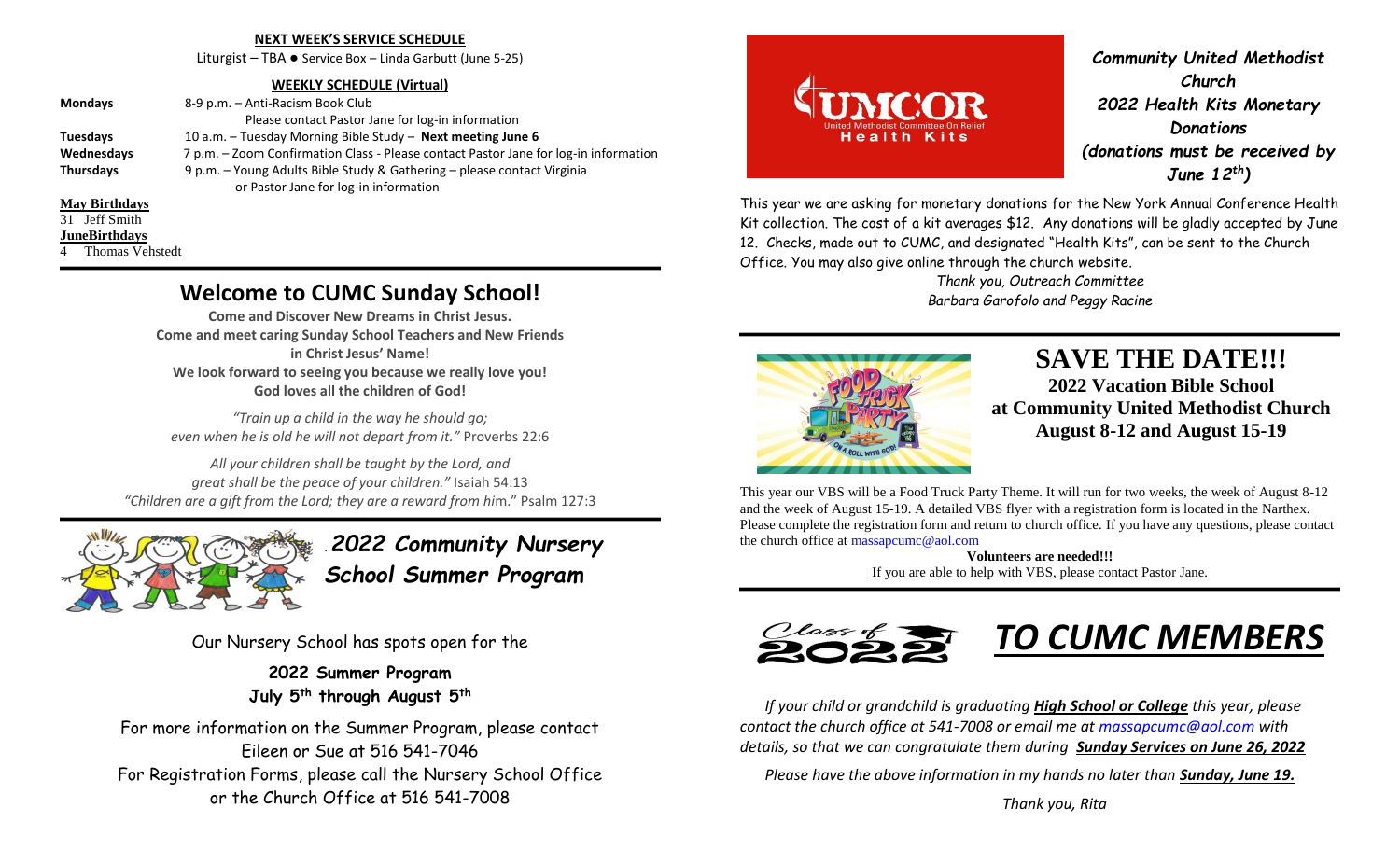**NEXT WEEK'S SERVICE SCHEDULE**

Liturgist – TBA ● Service Box – Linda Garbutt (June 5-25)

**WEEKLY SCHEDULE (Virtual)**

| | |
|---|---|
| **Mondays** | 8-9 p.m. – Anti-Racism Book Club<br>Please contact Pastor Jane for log-in information |
| **Tuesdays** | 10 a.m. – Tuesday Morning Bible Study – **Next meeting June 6** |
| **Wednesdays** | 7 p.m. – Zoom Confirmation Class - Please contact Pastor Jane for log-in information |
| **Thursdays** | 9 p.m. – Young Adults Bible Study & Gathering – please contact Virginia or Pastor Jane for log-in information |

**May Birthdays**

31 Jeff Smith

**JuneBirthdays**

4 Thomas Vehstedt

## Welcome to CUMC Sunday School!

**Come and Discover New Dreams in Christ Jesus.**
**Come and meet caring Sunday School Teachers and New Friends in Christ Jesus' Name!**
**We look forward to seeing you because we really love you!**
**God loves all the children of God!**

*"Train up a child in the way he should go; even when he is old he will not depart from it."* Proverbs 22:6

*All your children shall be taught by the Lord, and great shall be the peace of your children."* Isaiah 54:13
*"Children are a gift from the Lord; they are a reward from him*." Psalm 127:3

## *2022 Community Nursery School Summer Program*

Our Nursery School has spots open for the

**2022 Summer Program**
**July 5th through August 5th**

For more information on the Summer Program, please contact Eileen or Sue at 516 541-7046
For Registration Forms, please call the Nursery School Office or the Church Office at 516 541-7008

UMCOR
United Methodist Committee On Relief
Health Kits

***Community United Methodist Church***
***2022 Health Kits Monetary Donations***
***(donations must be received by June 12th)***

This year we are asking for monetary donations for the New York Annual Conference Health Kit collection. The cost of a kit averages $12. Any donations will be gladly accepted by June 12. Checks, made out to CUMC, and designated "Health Kits", can be sent to the Church Office. You may also give online through the church website.

*Thank you, Outreach Committee*
*Barbara Garofolo and Peggy Racine*

# SAVE THE DATE!!!

**2022 Vacation Bible School**
**at Community United Methodist Church**
**August 8-12 and August 15-19**

This year our VBS will be a Food Truck Party Theme. It will run for two weeks, the week of August 8-12 and the week of August 15-19. A detailed VBS flyer with a registration form is located in the Narthex. Please complete the registration form and return to church office. If you have any questions, please contact the church office at massapcumc@aol.com

**Volunteers are needed!!!**
If you are able to help with VBS, please contact Pastor Jane.

Class of 2022

# ***TO CUMC MEMBERS***

*If your child or grandchild is graduating **High School or College** this year, please contact the church office at 541-7008 or email me at massapcumc@aol.com with details, so that we can congratulate them during **Sunday Services on June 26, 2022***

*Please have the above information in my hands no later than **Sunday, June 19.***

*Thank you, Rita*